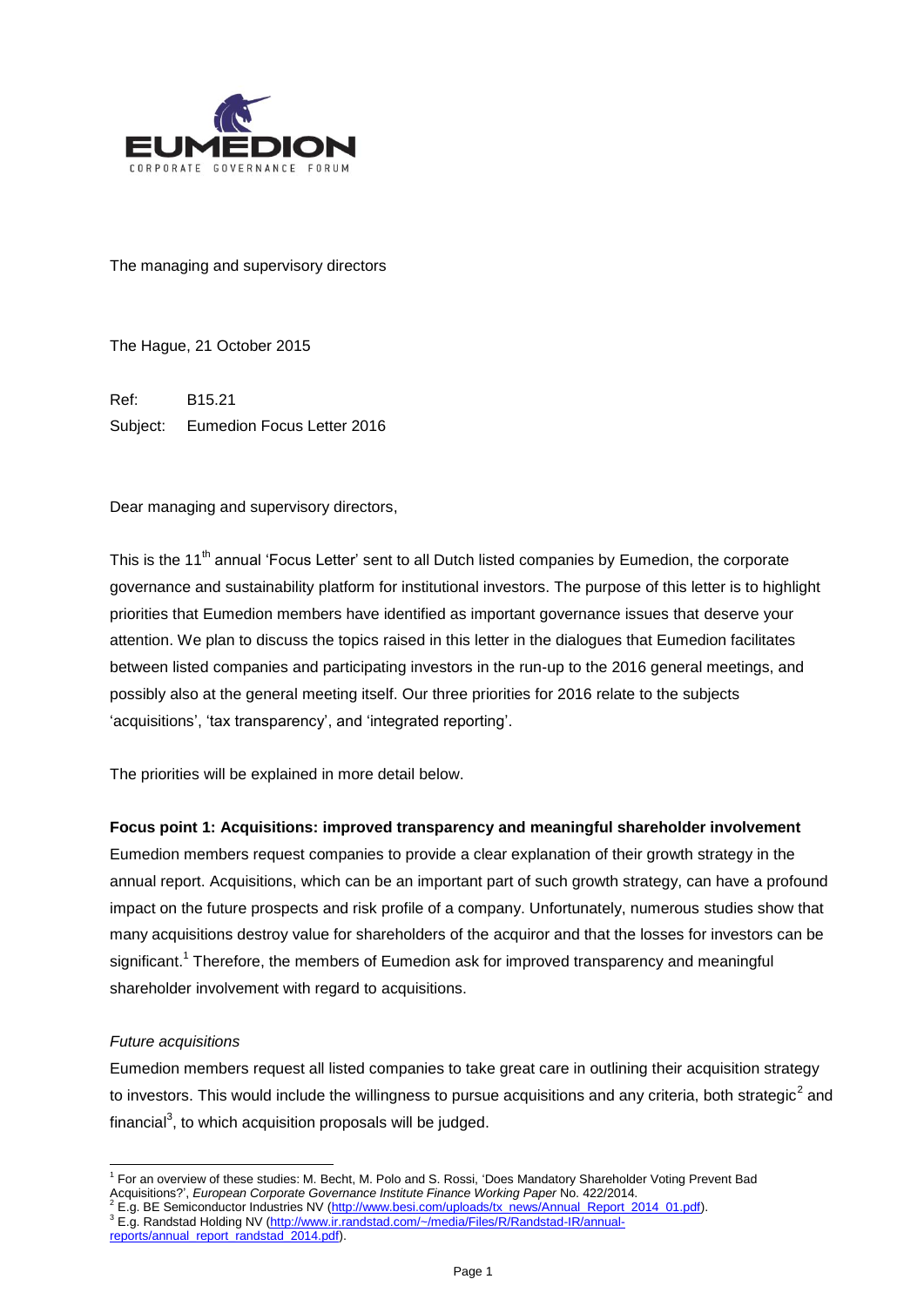EUMEDION
CORPORATE GOVERNANCE FORUM

The managing and supervisory directors

The Hague, 21 October 2015

Ref: B15.21
Subject: Eumedion Focus Letter 2016

Dear managing and supervisory directors,

This is the 11th annual 'Focus Letter' sent to all Dutch listed companies by Eumedion, the corporate governance and sustainability platform for institutional investors. The purpose of this letter is to highlight priorities that Eumedion members have identified as important governance issues that deserve your attention. We plan to discuss the topics raised in this letter in the dialogues that Eumedion facilitates between listed companies and participating investors in the run-up to the 2016 general meetings, and possibly also at the general meeting itself. Our three priorities for 2016 relate to the subjects 'acquisitions', 'tax transparency', and 'integrated reporting'.

The priorities will be explained in more detail below.

**Focus point 1: Acquisitions: improved transparency and meaningful shareholder involvement**

Eumedion members request companies to provide a clear explanation of their growth strategy in the annual report. Acquisitions, which can be an important part of such growth strategy, can have a profound impact on the future prospects and risk profile of a company. Unfortunately, numerous studies show that many acquisitions destroy value for shareholders of the acquiror and that the losses for investors can be significant.[1] Therefore, the members of Eumedion ask for improved transparency and meaningful shareholder involvement with regard to acquisitions.

*Future acquisitions*

Eumedion members request all listed companies to take great care in outlining their acquisition strategy to investors. This would include the willingness to pursue acquisitions and any criteria, both strategic[2] and financial[3], to which acquisition proposals will be judged.

[1] For an overview of these studies: M. Becht, M. Polo and S. Rossi, 'Does Mandatory Shareholder Voting Prevent Bad Acquisitions?', *European Corporate Governance Institute Finance Working Paper* No. 422/2014.
[2] E.g. BE Semiconductor Industries NV (http://www.besi.com/uploads/tx_news/Annual_Report_2014_01.pdf).
[3] E.g. Randstad Holding NV (http://www.ir.randstad.com/~/media/Files/R/Randstad-IR/annual-reports/annual_report_randstad_2014.pdf).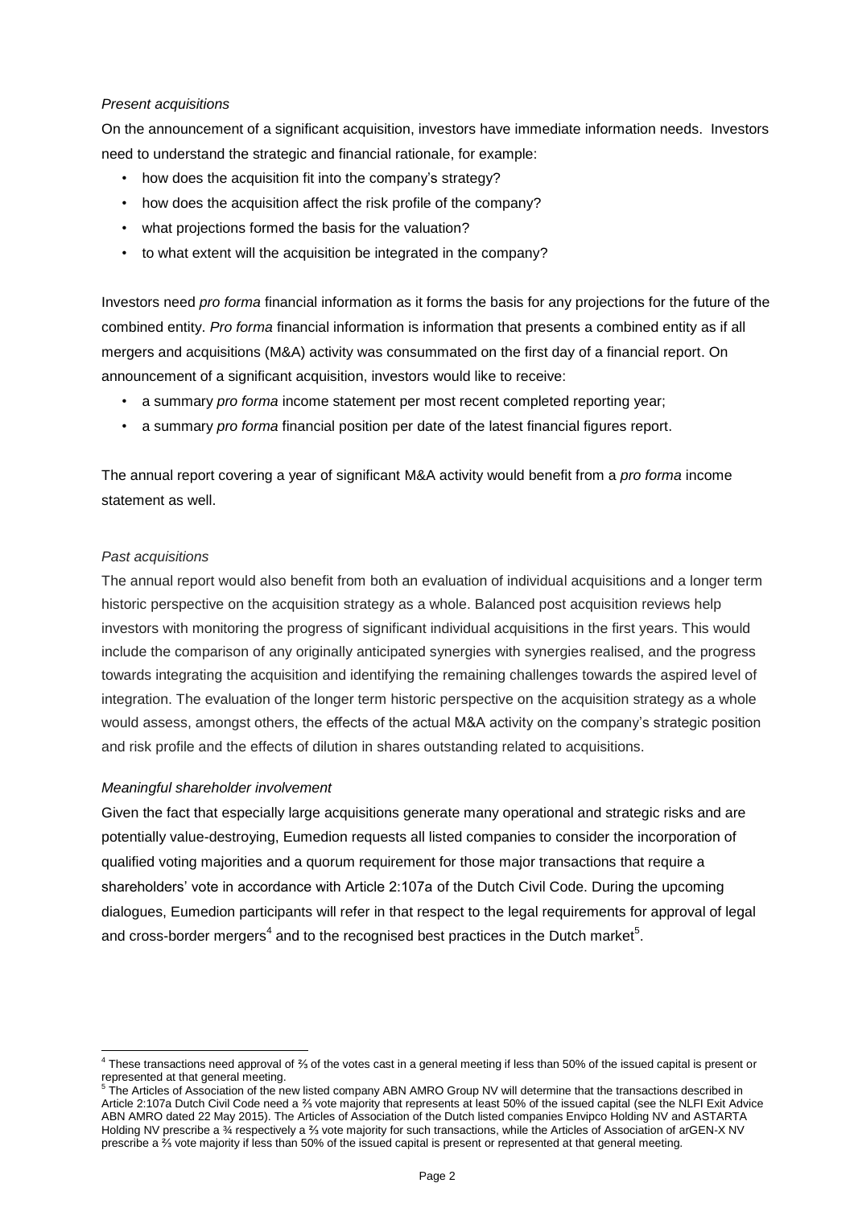*Present acquisitions*

On the announcement of a significant acquisition, investors have immediate information needs. Investors need to understand the strategic and financial rationale, for example:

- how does the acquisition fit into the company's strategy?
- how does the acquisition affect the risk profile of the company?
- what projections formed the basis for the valuation?
- to what extent will the acquisition be integrated in the company?

Investors need *pro forma* financial information as it forms the basis for any projections for the future of the combined entity. *Pro forma* financial information is information that presents a combined entity as if all mergers and acquisitions (M&A) activity was consummated on the first day of a financial report. On announcement of a significant acquisition, investors would like to receive:

- a summary *pro forma* income statement per most recent completed reporting year;
- a summary *pro forma* financial position per date of the latest financial figures report.

The annual report covering a year of significant M&A activity would benefit from a *pro forma* income statement as well.

*Past acquisitions*

The annual report would also benefit from both an evaluation of individual acquisitions and a longer term historic perspective on the acquisition strategy as a whole. Balanced post acquisition reviews help investors with monitoring the progress of significant individual acquisitions in the first years. This would include the comparison of any originally anticipated synergies with synergies realised, and the progress towards integrating the acquisition and identifying the remaining challenges towards the aspired level of integration. The evaluation of the longer term historic perspective on the acquisition strategy as a whole would assess, amongst others, the effects of the actual M&A activity on the company's strategic position and risk profile and the effects of dilution in shares outstanding related to acquisitions.

*Meaningful shareholder involvement*

Given the fact that especially large acquisitions generate many operational and strategic risks and are potentially value-destroying, Eumedion requests all listed companies to consider the incorporation of qualified voting majorities and a quorum requirement for those major transactions that require a shareholders' vote in accordance with Article 2:107a of the Dutch Civil Code. During the upcoming dialogues, Eumedion participants will refer in that respect to the legal requirements for approval of legal and cross-border mergers[4] and to the recognised best practices in the Dutch market[5].

---

[4] These transactions need approval of ⅔ of the votes cast in a general meeting if less than 50% of the issued capital is present or represented at that general meeting.

[5] The Articles of Association of the new listed company ABN AMRO Group NV will determine that the transactions described in Article 2:107a Dutch Civil Code need a ⅔ vote majority that represents at least 50% of the issued capital (see the NLFI Exit Advice ABN AMRO dated 22 May 2015). The Articles of Association of the Dutch listed companies Envipco Holding NV and ASTARTA Holding NV prescribe a ¾ respectively a ⅔ vote majority for such transactions, while the Articles of Association of arGEN-X NV prescribe a ⅔ vote majority if less than 50% of the issued capital is present or represented at that general meeting.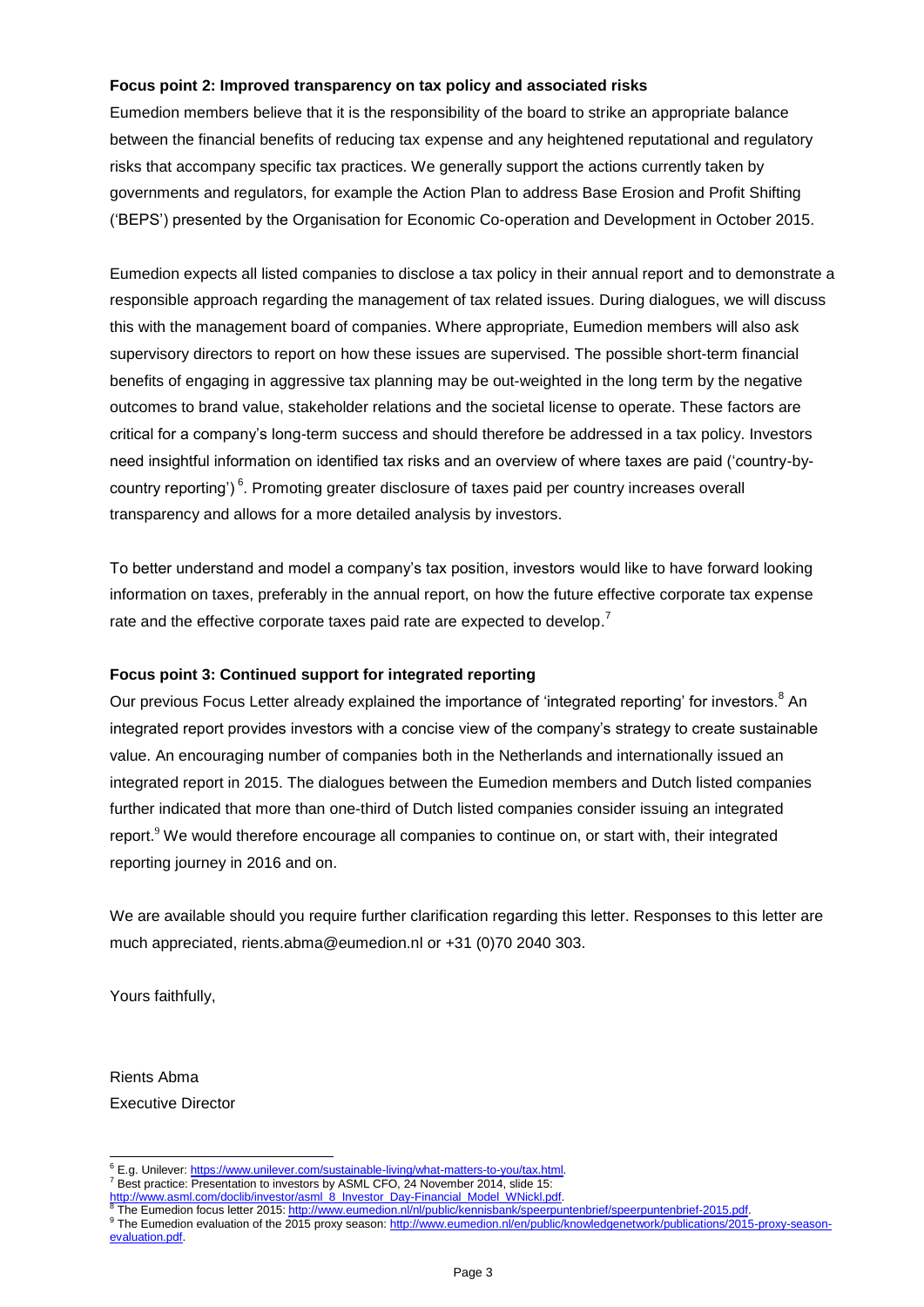**Focus point 2: Improved transparency on tax policy and associated risks**

Eumedion members believe that it is the responsibility of the board to strike an appropriate balance between the financial benefits of reducing tax expense and any heightened reputational and regulatory risks that accompany specific tax practices. We generally support the actions currently taken by governments and regulators, for example the Action Plan to address Base Erosion and Profit Shifting ('BEPS') presented by the Organisation for Economic Co-operation and Development in October 2015.

Eumedion expects all listed companies to disclose a tax policy in their annual report and to demonstrate a responsible approach regarding the management of tax related issues. During dialogues, we will discuss this with the management board of companies. Where appropriate, Eumedion members will also ask supervisory directors to report on how these issues are supervised. The possible short-term financial benefits of engaging in aggressive tax planning may be out-weighted in the long term by the negative outcomes to brand value, stakeholder relations and the societal license to operate. These factors are critical for a company's long-term success and should therefore be addressed in a tax policy. Investors need insightful information on identified tax risks and an overview of where taxes are paid ('country-by-country reporting') [6]. Promoting greater disclosure of taxes paid per country increases overall transparency and allows for a more detailed analysis by investors.

To better understand and model a company's tax position, investors would like to have forward looking information on taxes, preferably in the annual report, on how the future effective corporate tax expense rate and the effective corporate taxes paid rate are expected to develop.[7]

**Focus point 3: Continued support for integrated reporting**

Our previous Focus Letter already explained the importance of 'integrated reporting' for investors.[8] An integrated report provides investors with a concise view of the company's strategy to create sustainable value. An encouraging number of companies both in the Netherlands and internationally issued an integrated report in 2015. The dialogues between the Eumedion members and Dutch listed companies further indicated that more than one-third of Dutch listed companies consider issuing an integrated report.[9] We would therefore encourage all companies to continue on, or start with, their integrated reporting journey in 2016 and on.

We are available should you require further clarification regarding this letter. Responses to this letter are much appreciated, rients.abma@eumedion.nl or +31 (0)70 2040 303.

Yours faithfully,

Rients Abma
Executive Director

---

[6] E.g. Unilever: https://www.unilever.com/sustainable-living/what-matters-to-you/tax.html.

[7] Best practice: Presentation to investors by ASML CFO, 24 November 2014, slide 15: http://www.asml.com/doclib/investor/asml_8_Investor_Day-Financial_Model_WNickl.pdf.

[8] The Eumedion focus letter 2015: http://www.eumedion.nl/nl/public/kennisbank/speerpuntenbrief/speerpuntenbrief-2015.pdf.

[9] The Eumedion evaluation of the 2015 proxy season: http://www.eumedion.nl/en/public/knowledgenetwork/publications/2015-proxy-season-evaluation.pdf.